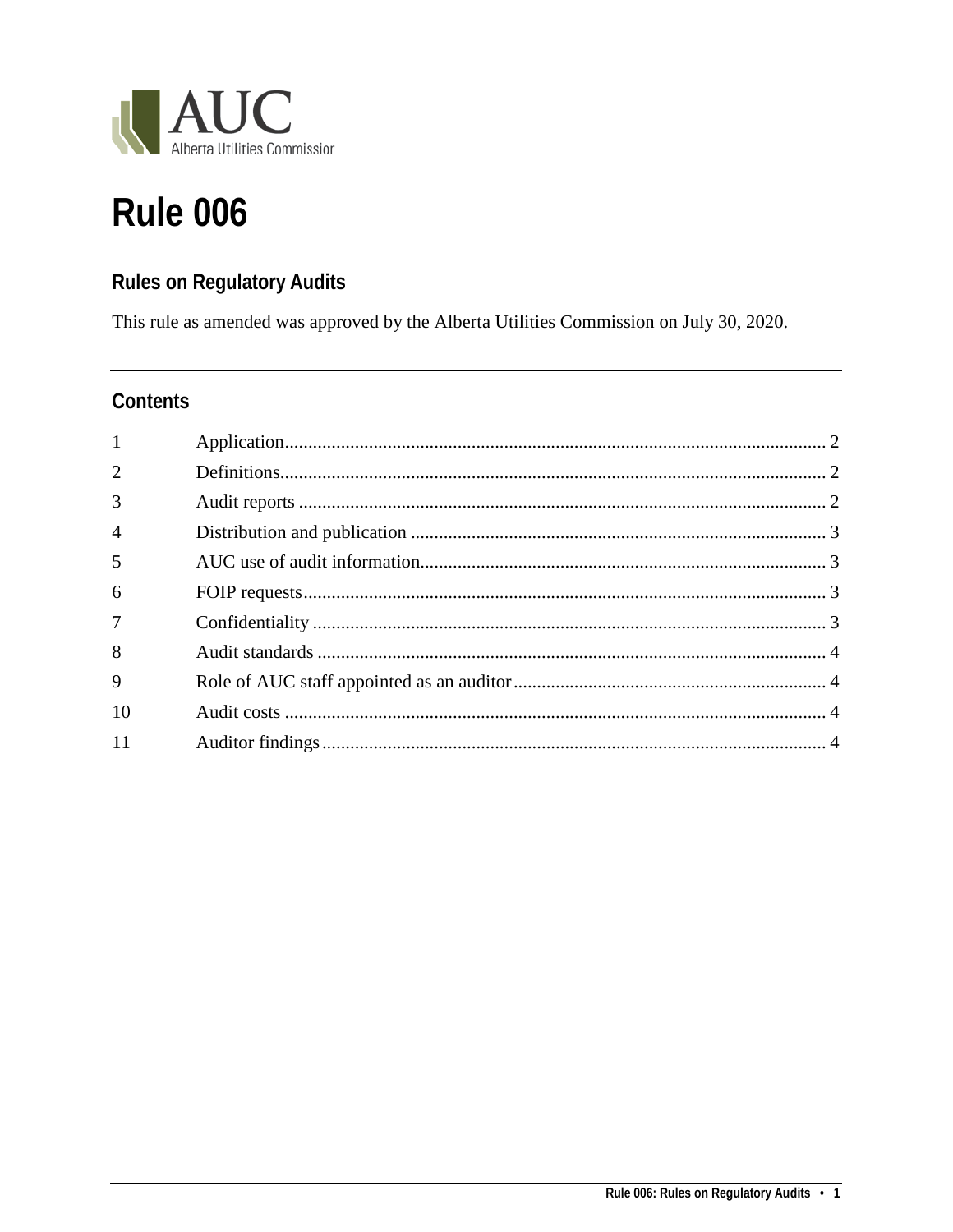AUC
Alberta Utilities Commission

# Rule 006

## Rules on Regulatory Audits

This rule as amended was approved by the Alberta Utilities Commission on July 30, 2020.

## Contents

| | | |
|---|---|---|
| 1 | Application | 2 |
| 2 | Definitions | 2 |
| 3 | Audit reports | 2 |
| 4 | Distribution and publication | 3 |
| 5 | AUC use of audit information | 3 |
| 6 | FOIP requests | 3 |
| 7 | Confidentiality | 3 |
| 8 | Audit standards | 4 |
| 9 | Role of AUC staff appointed as an auditor | 4 |
| 10 | Audit costs | 4 |
| 11 | Auditor findings | 4 |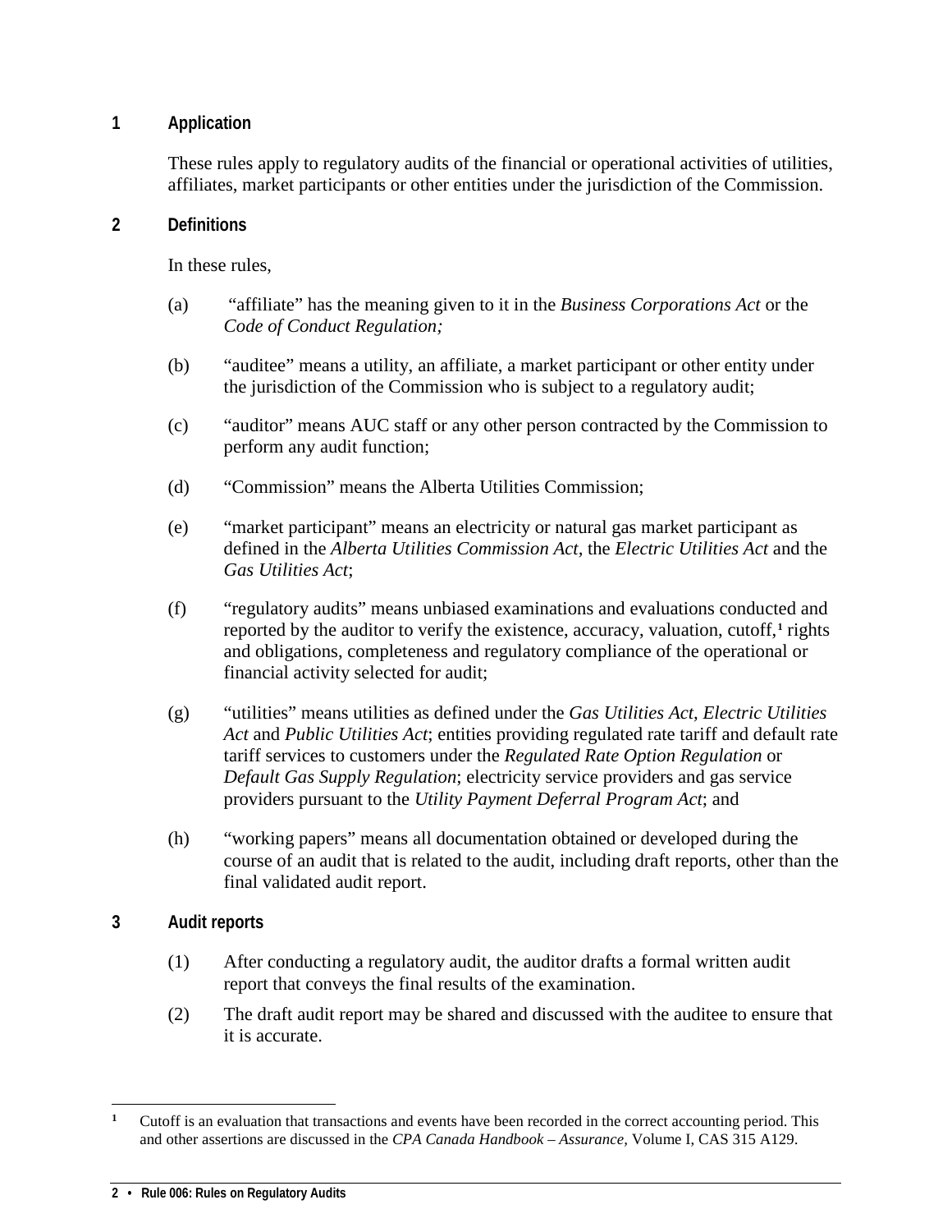## 1 Application

These rules apply to regulatory audits of the financial or operational activities of utilities, affiliates, market participants or other entities under the jurisdiction of the Commission.

## 2 Definitions

In these rules,

(a) "affiliate" has the meaning given to it in the *Business Corporations Act* or the *Code of Conduct Regulation;*

(b) "auditee" means a utility, an affiliate, a market participant or other entity under the jurisdiction of the Commission who is subject to a regulatory audit;

(c) "auditor" means AUC staff or any other person contracted by the Commission to perform any audit function;

(d) "Commission" means the Alberta Utilities Commission;

(e) "market participant" means an electricity or natural gas market participant as defined in the *Alberta Utilities Commission Act,* the *Electric Utilities Act* and the *Gas Utilities Act*;

(f) "regulatory audits" means unbiased examinations and evaluations conducted and reported by the auditor to verify the existence, accuracy, valuation, cutoff,[1] rights and obligations, completeness and regulatory compliance of the operational or financial activity selected for audit;

(g) "utilities" means utilities as defined under the *Gas Utilities Act, Electric Utilities Act* and *Public Utilities Act*; entities providing regulated rate tariff and default rate tariff services to customers under the *Regulated Rate Option Regulation* or *Default Gas Supply Regulation*; electricity service providers and gas service providers pursuant to the *Utility Payment Deferral Program Act*; and

(h) "working papers" means all documentation obtained or developed during the course of an audit that is related to the audit, including draft reports, other than the final validated audit report.

## 3 Audit reports

(1) After conducting a regulatory audit, the auditor drafts a formal written audit report that conveys the final results of the examination.

(2) The draft audit report may be shared and discussed with the auditee to ensure that it is accurate.

---

[1] Cutoff is an evaluation that transactions and events have been recorded in the correct accounting period. This and other assertions are discussed in the *CPA Canada Handbook – Assurance,* Volume I, CAS 315 A129.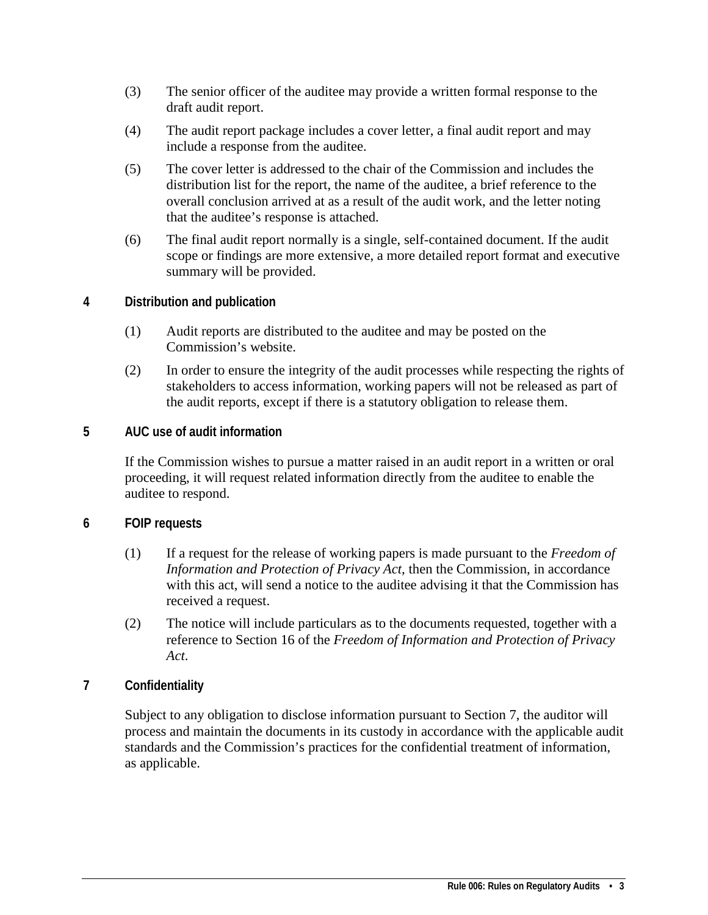(3) The senior officer of the auditee may provide a written formal response to the draft audit report.

(4) The audit report package includes a cover letter, a final audit report and may include a response from the auditee.

(5) The cover letter is addressed to the chair of the Commission and includes the distribution list for the report, the name of the auditee, a brief reference to the overall conclusion arrived at as a result of the audit work, and the letter noting that the auditee's response is attached.

(6) The final audit report normally is a single, self-contained document. If the audit scope or findings are more extensive, a more detailed report format and executive summary will be provided.

## 4 Distribution and publication

(1) Audit reports are distributed to the auditee and may be posted on the Commission's website.

(2) In order to ensure the integrity of the audit processes while respecting the rights of stakeholders to access information, working papers will not be released as part of the audit reports, except if there is a statutory obligation to release them.

## 5 AUC use of audit information

If the Commission wishes to pursue a matter raised in an audit report in a written or oral proceeding, it will request related information directly from the auditee to enable the auditee to respond.

## 6 FOIP requests

(1) If a request for the release of working papers is made pursuant to the *Freedom of Information and Protection of Privacy Act*, then the Commission, in accordance with this act, will send a notice to the auditee advising it that the Commission has received a request.

(2) The notice will include particulars as to the documents requested, together with a reference to Section 16 of the *Freedom of Information and Protection of Privacy Act*.

## 7 Confidentiality

Subject to any obligation to disclose information pursuant to Section 7, the auditor will process and maintain the documents in its custody in accordance with the applicable audit standards and the Commission's practices for the confidential treatment of information, as applicable.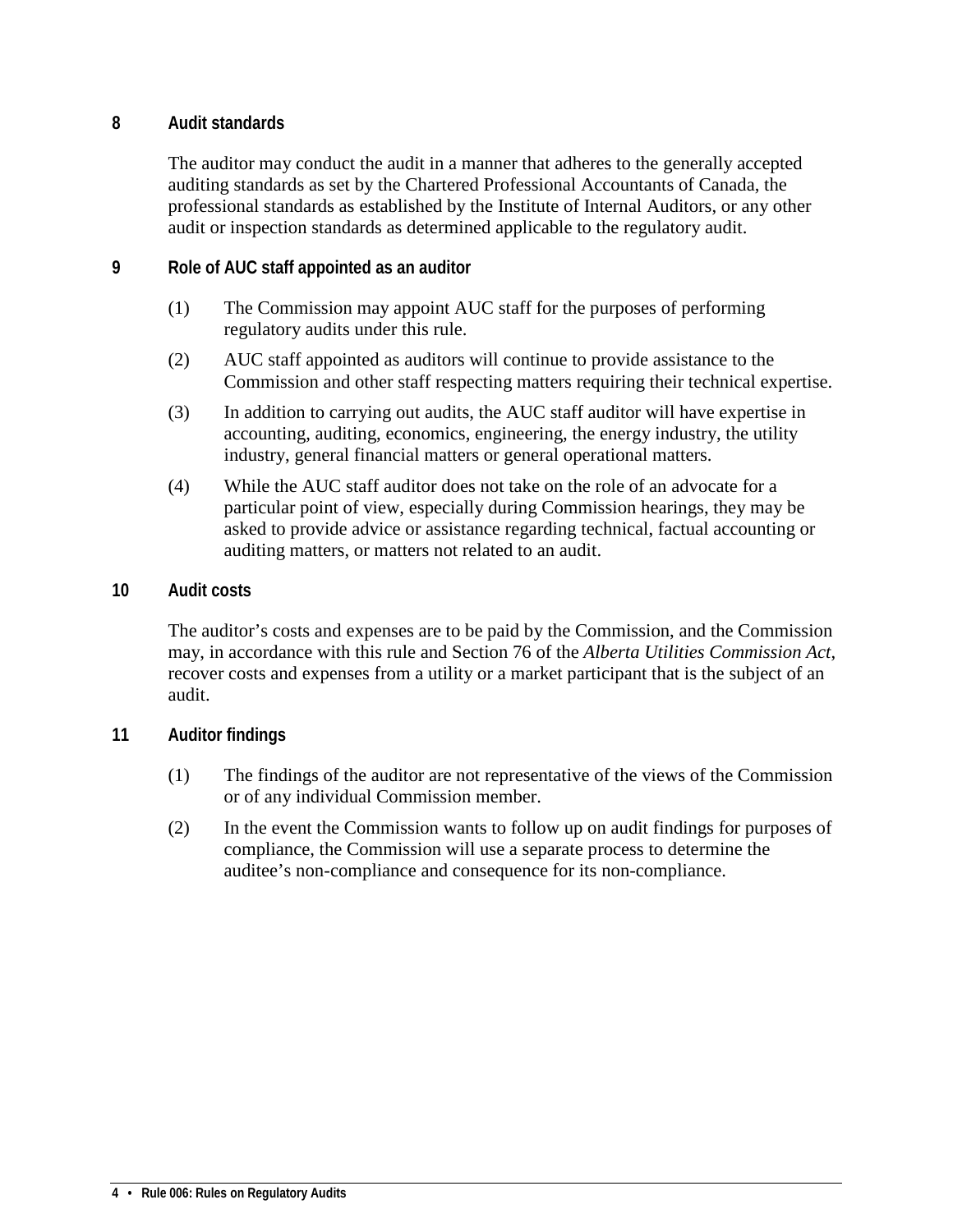## 8 Audit standards

The auditor may conduct the audit in a manner that adheres to the generally accepted auditing standards as set by the Chartered Professional Accountants of Canada, the professional standards as established by the Institute of Internal Auditors, or any other audit or inspection standards as determined applicable to the regulatory audit.

## 9 Role of AUC staff appointed as an auditor

(1) The Commission may appoint AUC staff for the purposes of performing regulatory audits under this rule.

(2) AUC staff appointed as auditors will continue to provide assistance to the Commission and other staff respecting matters requiring their technical expertise.

(3) In addition to carrying out audits, the AUC staff auditor will have expertise in accounting, auditing, economics, engineering, the energy industry, the utility industry, general financial matters or general operational matters.

(4) While the AUC staff auditor does not take on the role of an advocate for a particular point of view, especially during Commission hearings, they may be asked to provide advice or assistance regarding technical, factual accounting or auditing matters, or matters not related to an audit.

## 10 Audit costs

The auditor's costs and expenses are to be paid by the Commission, and the Commission may, in accordance with this rule and Section 76 of the *Alberta Utilities Commission Act*, recover costs and expenses from a utility or a market participant that is the subject of an audit.

## 11 Auditor findings

(1) The findings of the auditor are not representative of the views of the Commission or of any individual Commission member.

(2) In the event the Commission wants to follow up on audit findings for purposes of compliance, the Commission will use a separate process to determine the auditee's non-compliance and consequence for its non-compliance.